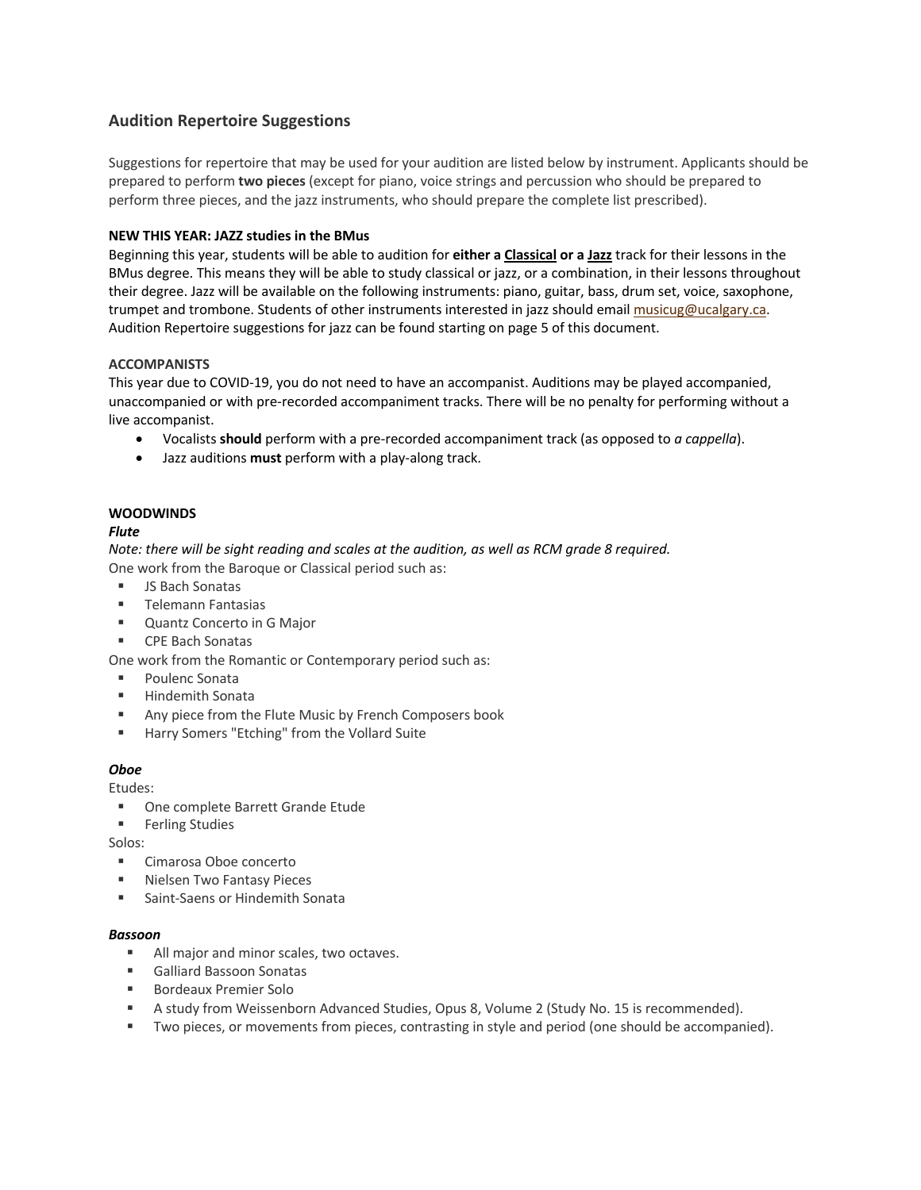## Audition Repertoire Suggestions

Suggestions for repertoire that may be used for your audition are listed below by instrument. Applicants should be prepared to perform **two pieces** (except for piano, voice strings and percussion who should be prepared to perform three pieces, and the jazz instruments, who should prepare the complete list prescribed).

**NEW THIS YEAR: JAZZ studies in the BMus**

Beginning this year, students will be able to audition for **either a Classical or a Jazz** track for their lessons in the BMus degree. This means they will be able to study classical or jazz, or a combination, in their lessons throughout their degree. Jazz will be available on the following instruments: piano, guitar, bass, drum set, voice, saxophone, trumpet and trombone. Students of other instruments interested in jazz should email musicug@ucalgary.ca. Audition Repertoire suggestions for jazz can be found starting on page 5 of this document.

**ACCOMPANISTS**

This year due to COVID-19, you do not need to have an accompanist. Auditions may be played accompanied, unaccompanied or with pre-recorded accompaniment tracks. There will be no penalty for performing without a live accompanist.

- Vocalists **should** perform with a pre-recorded accompaniment track (as opposed to *a cappella*).
- Jazz auditions **must** perform with a play-along track.

### WOODWINDS

#### *Flute*

*Note: there will be sight reading and scales at the audition, as well as RCM grade 8 required.*

One work from the Baroque or Classical period such as:

- JS Bach Sonatas
- Telemann Fantasias
- Quantz Concerto in G Major
- CPE Bach Sonatas

One work from the Romantic or Contemporary period such as:

- Poulenc Sonata
- Hindemith Sonata
- Any piece from the Flute Music by French Composers book
- Harry Somers "Etching" from the Vollard Suite

#### *Oboe*

Etudes:

- One complete Barrett Grande Etude
- Ferling Studies

Solos:

- Cimarosa Oboe concerto
- Nielsen Two Fantasy Pieces
- Saint-Saens or Hindemith Sonata

#### *Bassoon*

- All major and minor scales, two octaves.
- Galliard Bassoon Sonatas
- Bordeaux Premier Solo
- A study from Weissenborn Advanced Studies, Opus 8, Volume 2 (Study No. 15 is recommended).
- Two pieces, or movements from pieces, contrasting in style and period (one should be accompanied).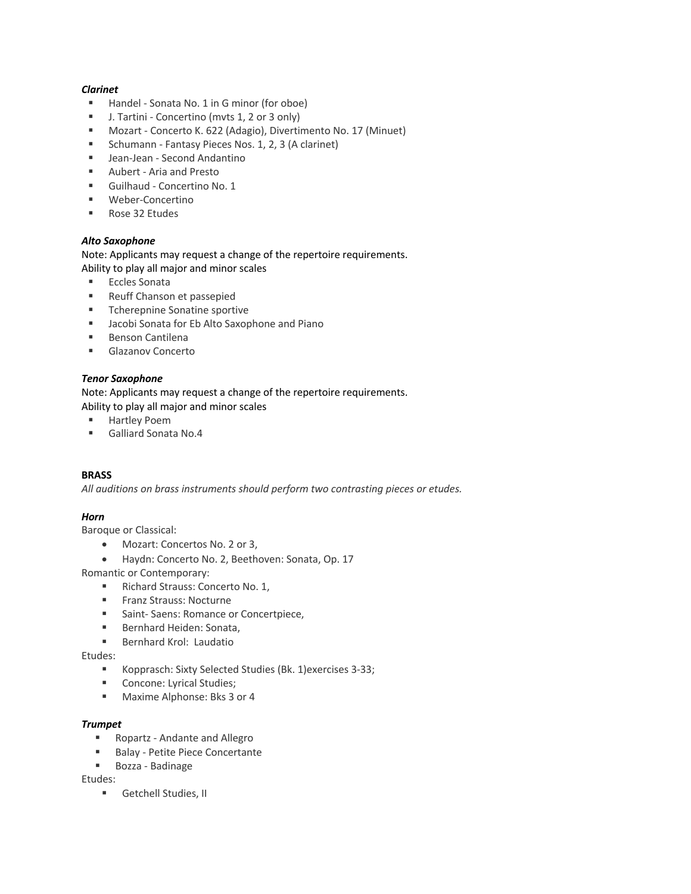***Clarinet***

- Handel - Sonata No. 1 in G minor (for oboe)
- J. Tartini - Concertino (mvts 1, 2 or 3 only)
- Mozart - Concerto K. 622 (Adagio), Divertimento No. 17 (Minuet)
- Schumann - Fantasy Pieces Nos. 1, 2, 3 (A clarinet)
- Jean-Jean - Second Andantino
- Aubert - Aria and Presto
- Guilhaud - Concertino No. 1
- Weber-Concertino
- Rose 32 Etudes

***Alto Saxophone***

Note: Applicants may request a change of the repertoire requirements.
Ability to play all major and minor scales

- Eccles Sonata
- Reuff Chanson et passepied
- Tcherepnine Sonatine sportive
- Jacobi Sonata for Eb Alto Saxophone and Piano
- Benson Cantilena
- Glazanov Concerto

***Tenor Saxophone***

Note: Applicants may request a change of the repertoire requirements.
Ability to play all major and minor scales

- Hartley Poem
- Galliard Sonata No.4

**BRASS**

*All auditions on brass instruments should perform two contrasting pieces or etudes.*

***Horn***

Baroque or Classical:

- Mozart: Concertos No. 2 or 3,
- Haydn: Concerto No. 2, Beethoven: Sonata, Op. 17

Romantic or Contemporary:

- Richard Strauss: Concerto No. 1,
- Franz Strauss: Nocturne
- Saint- Saens: Romance or Concertpiece,
- Bernhard Heiden: Sonata,
- Bernhard Krol: Laudatio

Etudes:

- Kopprasch: Sixty Selected Studies (Bk. 1)exercises 3-33;
- Concone: Lyrical Studies;
- Maxime Alphonse: Bks 3 or 4

***Trumpet***

- Ropartz - Andante and Allegro
- Balay - Petite Piece Concertante
- Bozza - Badinage

Etudes:

- Getchell Studies, II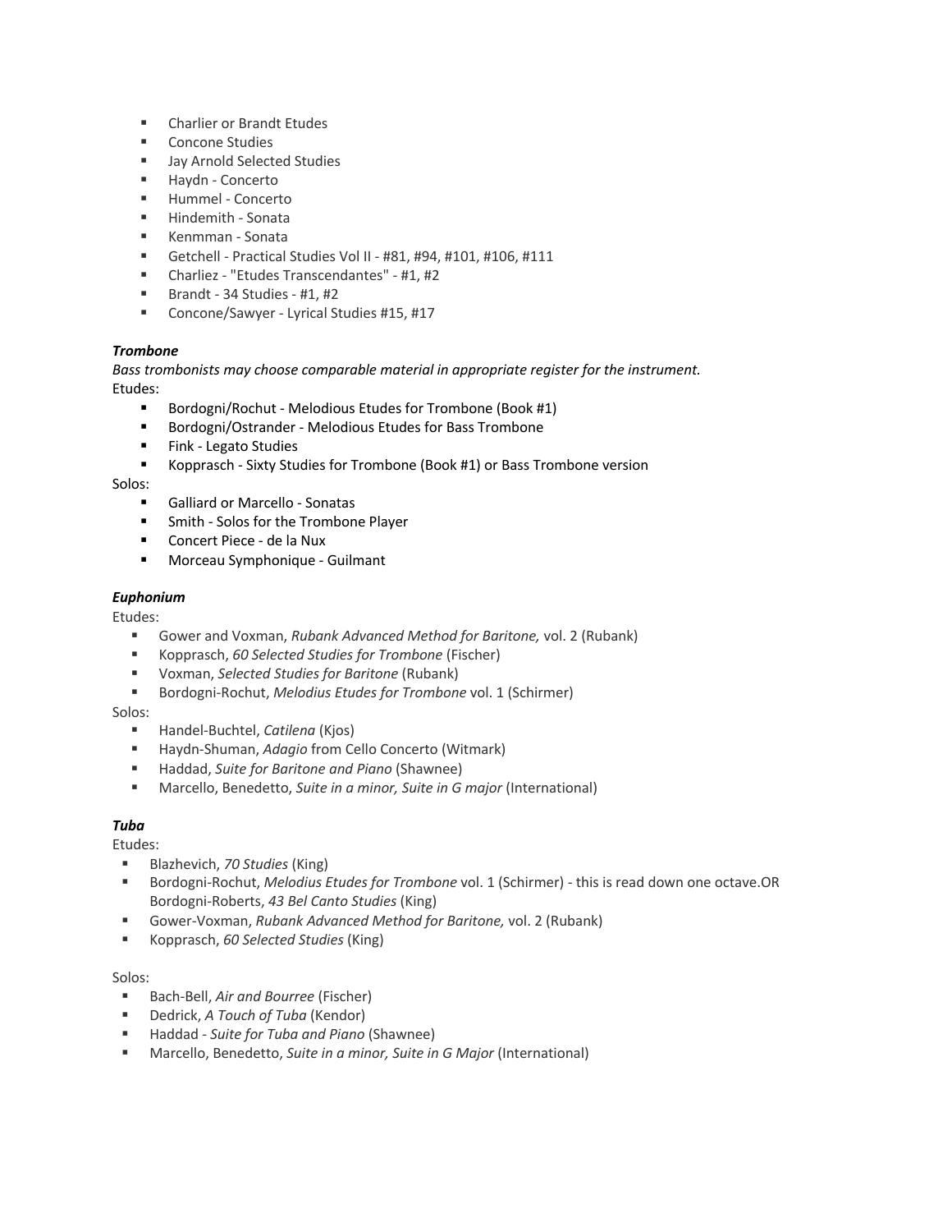- Charlier or Brandt Etudes
- Concone Studies
- Jay Arnold Selected Studies
- Haydn - Concerto
- Hummel - Concerto
- Hindemith - Sonata
- Kenmman - Sonata
- Getchell - Practical Studies Vol II - #81, #94, #101, #106, #111
- Charliez - "Etudes Transcendantes" - #1, #2
- Brandt - 34 Studies - #1, #2
- Concone/Sawyer - Lyrical Studies #15, #17

***Trombone***

*Bass trombonists may choose comparable material in appropriate register for the instrument.*

Etudes:

- Bordogni/Rochut - Melodious Etudes for Trombone (Book #1)
- Bordogni/Ostrander - Melodious Etudes for Bass Trombone
- Fink - Legato Studies
- Kopprasch - Sixty Studies for Trombone (Book #1) or Bass Trombone version

Solos:

- Galliard or Marcello - Sonatas
- Smith - Solos for the Trombone Player
- Concert Piece - de la Nux
- Morceau Symphonique - Guilmant

***Euphonium***

Etudes:

- Gower and Voxman, *Rubank Advanced Method for Baritone,* vol. 2 (Rubank)
- Kopprasch, *60 Selected Studies for Trombone* (Fischer)
- Voxman, *Selected Studies for Baritone* (Rubank)
- Bordogni-Rochut, *Melodius Etudes for Trombone* vol. 1 (Schirmer)

Solos:

- Handel-Buchtel, *Catilena* (Kjos)
- Haydn-Shuman, *Adagio* from Cello Concerto (Witmark)
- Haddad, *Suite for Baritone and Piano* (Shawnee)
- Marcello, Benedetto, *Suite in a minor, Suite in G major* (International)

***Tuba***

Etudes:

- Blazhevich, *70 Studies* (King)
- Bordogni-Rochut, *Melodius Etudes for Trombone* vol. 1 (Schirmer) - this is read down one octave.OR Bordogni-Roberts, *43 Bel Canto Studies* (King)
- Gower-Voxman, *Rubank Advanced Method for Baritone,* vol. 2 (Rubank)
- Kopprasch, *60 Selected Studies* (King)

Solos:

- Bach-Bell, *Air and Bourree* (Fischer)
- Dedrick, *A Touch of Tuba* (Kendor)
- Haddad - *Suite for Tuba and Piano* (Shawnee)
- Marcello, Benedetto, *Suite in a minor, Suite in G Major* (International)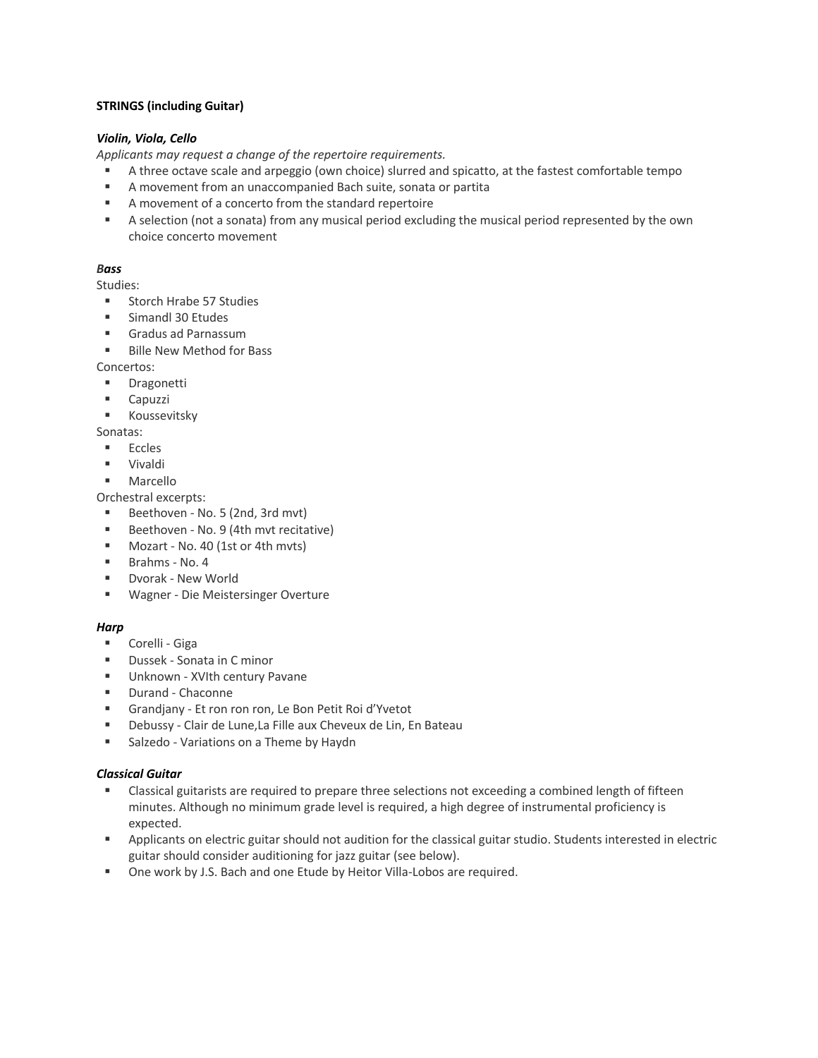**STRINGS (including Guitar)**

***Violin, Viola, Cello***

*Applicants may request a change of the repertoire requirements.*

- A three octave scale and arpeggio (own choice) slurred and spicatto, at the fastest comfortable tempo
- A movement from an unaccompanied Bach suite, sonata or partita
- A movement of a concerto from the standard repertoire
- A selection (not a sonata) from any musical period excluding the musical period represented by the own choice concerto movement

***Bass***

Studies:

- Storch Hrabe 57 Studies
- Simandl 30 Etudes
- Gradus ad Parnassum
- Bille New Method for Bass

Concertos:

- Dragonetti
- Capuzzi
- Koussevitsky

Sonatas:

- Eccles
- Vivaldi
- Marcello

Orchestral excerpts:

- Beethoven - No. 5 (2nd, 3rd mvt)
- Beethoven - No. 9 (4th mvt recitative)
- Mozart - No. 40 (1st or 4th mvts)
- Brahms - No. 4
- Dvorak - New World
- Wagner - Die Meistersinger Overture

***Harp***

- Corelli - Giga
- Dussek - Sonata in C minor
- Unknown - XVIth century Pavane
- Durand - Chaconne
- Grandjany - Et ron ron ron, Le Bon Petit Roi d'Yvetot
- Debussy - Clair de Lune,La Fille aux Cheveux de Lin, En Bateau
- Salzedo - Variations on a Theme by Haydn

***Classical Guitar***

- Classical guitarists are required to prepare three selections not exceeding a combined length of fifteen minutes. Although no minimum grade level is required, a high degree of instrumental proficiency is expected.
- Applicants on electric guitar should not audition for the classical guitar studio. Students interested in electric guitar should consider auditioning for jazz guitar (see below).
- One work by J.S. Bach and one Etude by Heitor Villa-Lobos are required.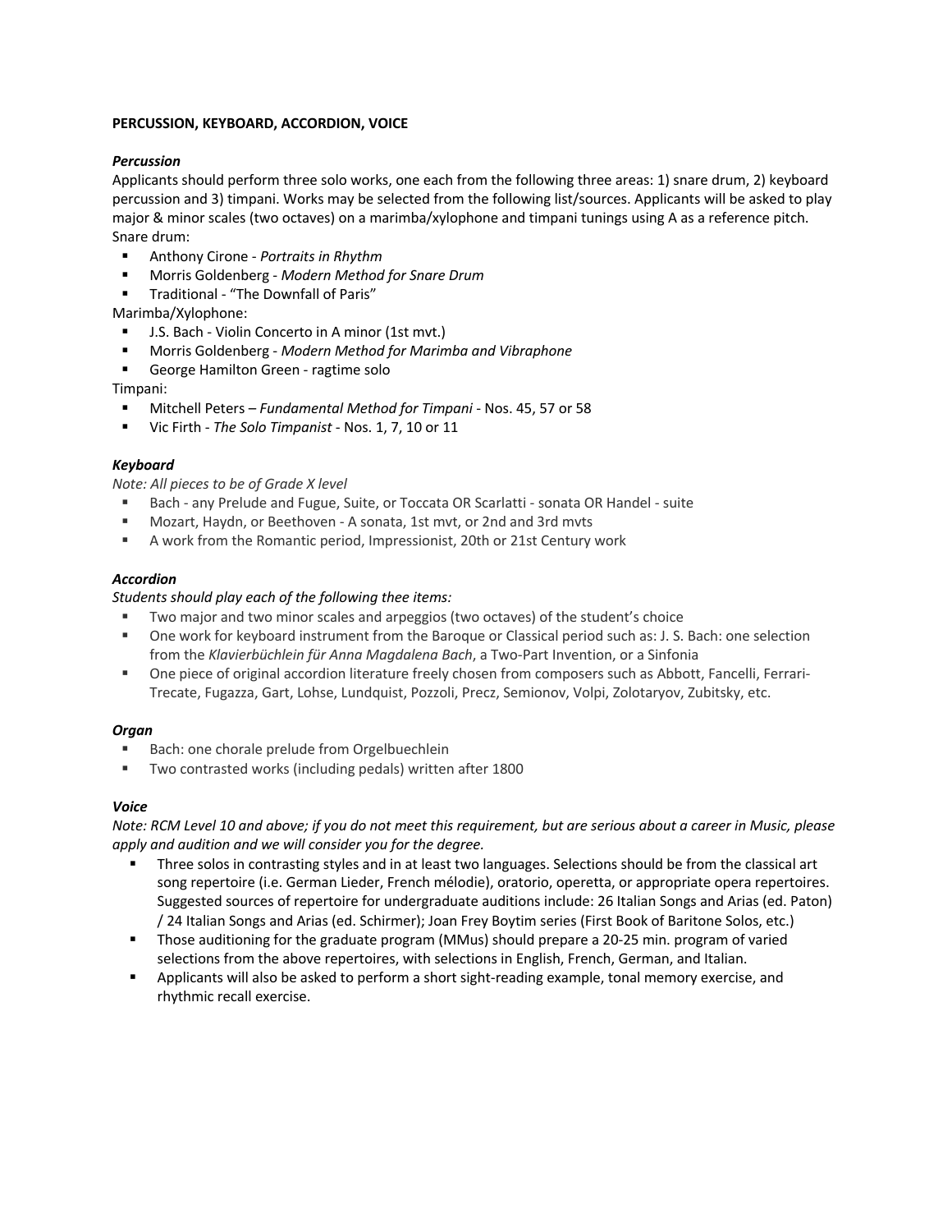**PERCUSSION, KEYBOARD, ACCORDION, VOICE**

***Percussion***

Applicants should perform three solo works, one each from the following three areas: 1) snare drum, 2) keyboard percussion and 3) timpani. Works may be selected from the following list/sources. Applicants will be asked to play major & minor scales (two octaves) on a marimba/xylophone and timpani tunings using A as a reference pitch.

Snare drum:

- Anthony Cirone - *Portraits in Rhythm*
- Morris Goldenberg - *Modern Method for Snare Drum*
- Traditional - "The Downfall of Paris"

Marimba/Xylophone:

- J.S. Bach - Violin Concerto in A minor (1st mvt.)
- Morris Goldenberg - *Modern Method for Marimba and Vibraphone*
- George Hamilton Green - ragtime solo

Timpani:

- Mitchell Peters – *Fundamental Method for Timpani* - Nos. 45, 57 or 58
- Vic Firth - *The Solo Timpanist* - Nos. 1, 7, 10 or 11

***Keyboard***

*Note: All pieces to be of Grade X level*

- Bach - any Prelude and Fugue, Suite, or Toccata OR Scarlatti - sonata OR Handel - suite
- Mozart, Haydn, or Beethoven - A sonata, 1st mvt, or 2nd and 3rd mvts
- A work from the Romantic period, Impressionist, 20th or 21st Century work

***Accordion***

*Students should play each of the following thee items:*

- Two major and two minor scales and arpeggios (two octaves) of the student's choice
- One work for keyboard instrument from the Baroque or Classical period such as: J. S. Bach: one selection from the *Klavierbüchlein für Anna Magdalena Bach*, a Two-Part Invention, or a Sinfonia
- One piece of original accordion literature freely chosen from composers such as Abbott, Fancelli, Ferrari-Trecate, Fugazza, Gart, Lohse, Lundquist, Pozzoli, Precz, Semionov, Volpi, Zolotaryov, Zubitsky, etc.

***Organ***

- Bach: one chorale prelude from Orgelbuechlein
- Two contrasted works (including pedals) written after 1800

***Voice***

*Note: RCM Level 10 and above; if you do not meet this requirement, but are serious about a career in Music, please apply and audition and we will consider you for the degree.*

- Three solos in contrasting styles and in at least two languages. Selections should be from the classical art song repertoire (i.e. German Lieder, French mélodie), oratorio, operetta, or appropriate opera repertoires. Suggested sources of repertoire for undergraduate auditions include: 26 Italian Songs and Arias (ed. Paton) / 24 Italian Songs and Arias (ed. Schirmer); Joan Frey Boytim series (First Book of Baritone Solos, etc.)
- Those auditioning for the graduate program (MMus) should prepare a 20-25 min. program of varied selections from the above repertoires, with selections in English, French, German, and Italian.
- Applicants will also be asked to perform a short sight-reading example, tonal memory exercise, and rhythmic recall exercise.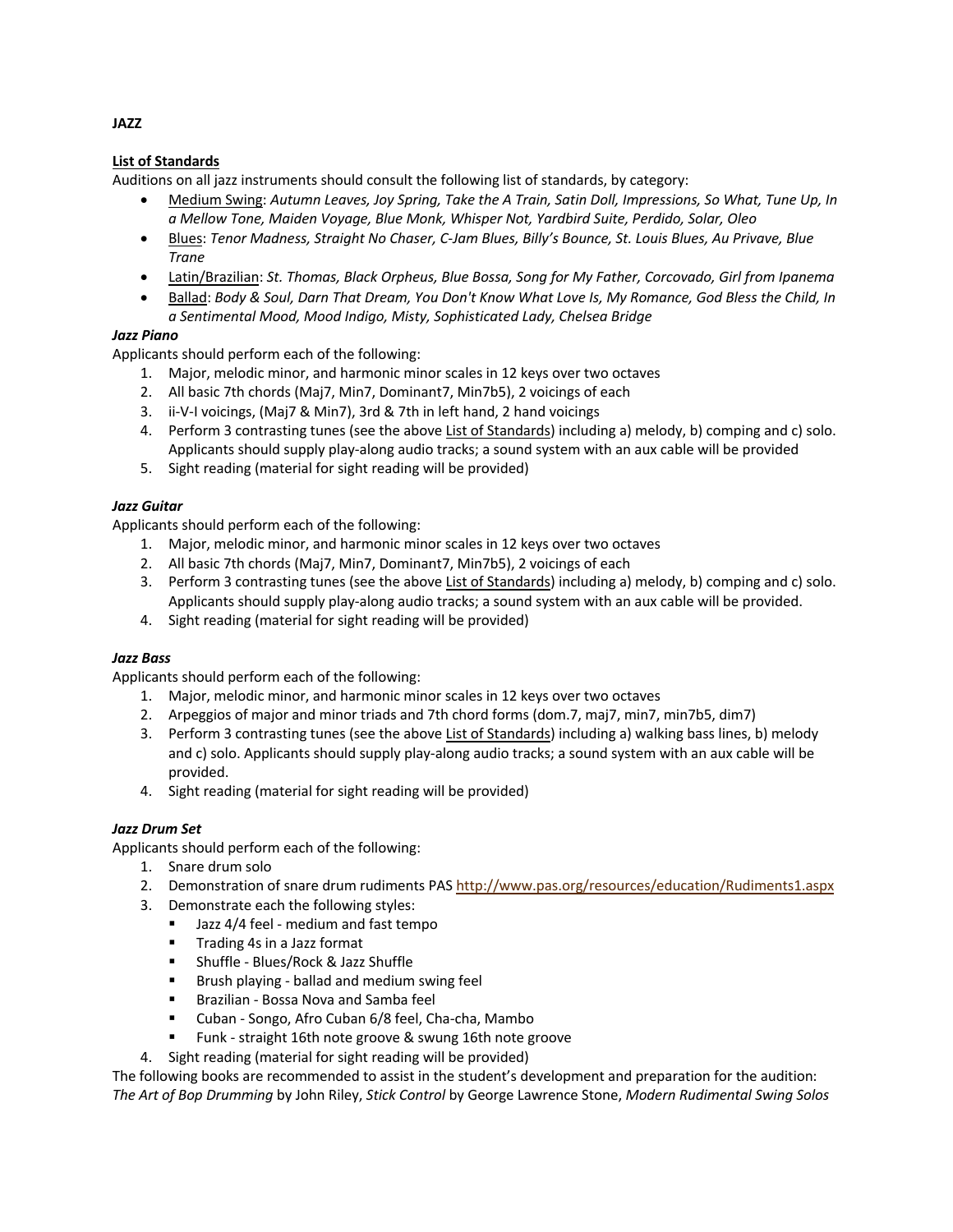**JAZZ**

**List of Standards**

Auditions on all jazz instruments should consult the following list of standards, by category:

- Medium Swing: *Autumn Leaves, Joy Spring, Take the A Train, Satin Doll, Impressions, So What, Tune Up, In a Mellow Tone, Maiden Voyage, Blue Monk, Whisper Not, Yardbird Suite, Perdido, Solar, Oleo*
- Blues: *Tenor Madness, Straight No Chaser, C-Jam Blues, Billy's Bounce, St. Louis Blues, Au Privave, Blue Trane*
- Latin/Brazilian: *St. Thomas, Black Orpheus, Blue Bossa, Song for My Father, Corcovado, Girl from Ipanema*
- Ballad: *Body & Soul, Darn That Dream, You Don't Know What Love Is, My Romance, God Bless the Child, In a Sentimental Mood, Mood Indigo, Misty, Sophisticated Lady, Chelsea Bridge*

***Jazz Piano***

Applicants should perform each of the following:

1. Major, melodic minor, and harmonic minor scales in 12 keys over two octaves
2. All basic 7th chords (Maj7, Min7, Dominant7, Min7b5), 2 voicings of each
3. ii-V-I voicings, (Maj7 & Min7), 3rd & 7th in left hand, 2 hand voicings
4. Perform 3 contrasting tunes (see the above List of Standards) including a) melody, b) comping and c) solo. Applicants should supply play-along audio tracks; a sound system with an aux cable will be provided
5. Sight reading (material for sight reading will be provided)

***Jazz Guitar***

Applicants should perform each of the following:

1. Major, melodic minor, and harmonic minor scales in 12 keys over two octaves
2. All basic 7th chords (Maj7, Min7, Dominant7, Min7b5), 2 voicings of each
3. Perform 3 contrasting tunes (see the above List of Standards) including a) melody, b) comping and c) solo. Applicants should supply play-along audio tracks; a sound system with an aux cable will be provided.
4. Sight reading (material for sight reading will be provided)

***Jazz Bass***

Applicants should perform each of the following:

1. Major, melodic minor, and harmonic minor scales in 12 keys over two octaves
2. Arpeggios of major and minor triads and 7th chord forms (dom.7, maj7, min7, min7b5, dim7)
3. Perform 3 contrasting tunes (see the above List of Standards) including a) walking bass lines, b) melody and c) solo. Applicants should supply play-along audio tracks; a sound system with an aux cable will be provided.
4. Sight reading (material for sight reading will be provided)

***Jazz Drum Set***

Applicants should perform each of the following:

1. Snare drum solo
2. Demonstration of snare drum rudiments PAS http://www.pas.org/resources/education/Rudiments1.aspx
3. Demonstrate each the following styles:
   - Jazz 4/4 feel - medium and fast tempo
   - Trading 4s in a Jazz format
   - Shuffle - Blues/Rock & Jazz Shuffle
   - Brush playing - ballad and medium swing feel
   - Brazilian - Bossa Nova and Samba feel
   - Cuban - Songo, Afro Cuban 6/8 feel, Cha-cha, Mambo
   - Funk - straight 16th note groove & swung 16th note groove
4. Sight reading (material for sight reading will be provided)

The following books are recommended to assist in the student's development and preparation for the audition: *The Art of Bop Drumming* by John Riley, *Stick Control* by George Lawrence Stone, *Modern Rudimental Swing Solos*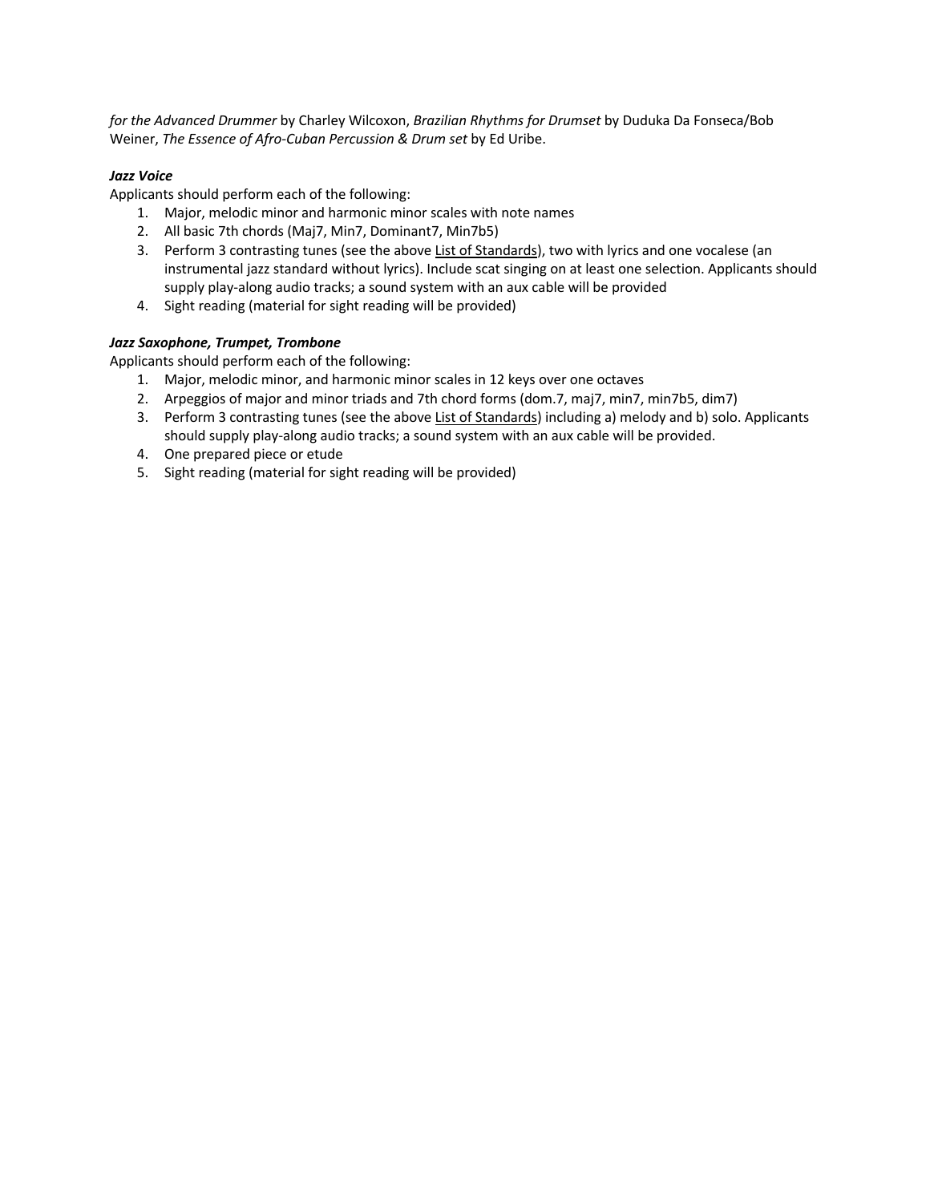*for the Advanced Drummer* by Charley Wilcoxon, *Brazilian Rhythms for Drumset* by Duduka Da Fonseca/Bob Weiner, *The Essence of Afro-Cuban Percussion & Drum set* by Ed Uribe.

***Jazz Voice***

Applicants should perform each of the following:

1. Major, melodic minor and harmonic minor scales with note names
2. All basic 7th chords (Maj7, Min7, Dominant7, Min7b5)
3. Perform 3 contrasting tunes (see the above List of Standards), two with lyrics and one vocalese (an instrumental jazz standard without lyrics). Include scat singing on at least one selection. Applicants should supply play-along audio tracks; a sound system with an aux cable will be provided
4. Sight reading (material for sight reading will be provided)

***Jazz Saxophone, Trumpet, Trombone***

Applicants should perform each of the following:

1. Major, melodic minor, and harmonic minor scales in 12 keys over one octaves
2. Arpeggios of major and minor triads and 7th chord forms (dom.7, maj7, min7, min7b5, dim7)
3. Perform 3 contrasting tunes (see the above List of Standards) including a) melody and b) solo. Applicants should supply play-along audio tracks; a sound system with an aux cable will be provided.
4. One prepared piece or etude
5. Sight reading (material for sight reading will be provided)